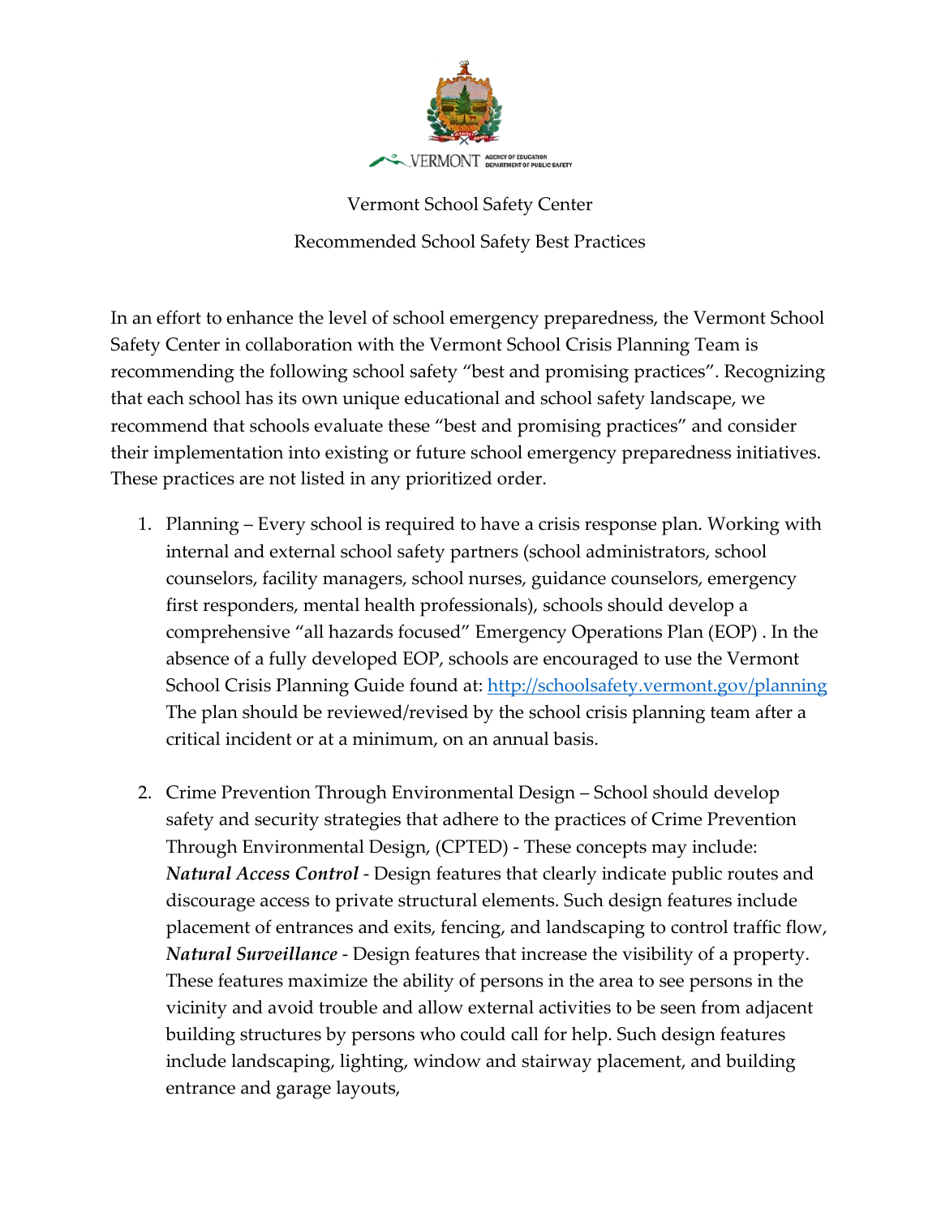# Vermont School Safety Center

## Recommended School Safety Best Practices

In an effort to enhance the level of school emergency preparedness, the Vermont School Safety Center in collaboration with the Vermont School Crisis Planning Team is recommending the following school safety "best and promising practices". Recognizing that each school has its own unique educational and school safety landscape, we recommend that schools evaluate these "best and promising practices" and consider their implementation into existing or future school emergency preparedness initiatives. These practices are not listed in any prioritized order.

1. Planning – Every school is required to have a crisis response plan. Working with internal and external school safety partners (school administrators, school counselors, facility managers, school nurses, guidance counselors, emergency first responders, mental health professionals), schools should develop a comprehensive "all hazards focused" Emergency Operations Plan (EOP) . In the absence of a fully developed EOP, schools are encouraged to use the Vermont School Crisis Planning Guide found at: [http://schoolsafety.vermont.gov/planning](http://schoolsafety.vermont.gov/planning) The plan should be reviewed/revised by the school crisis planning team after a critical incident or at a minimum, on an annual basis.

2. Crime Prevention Through Environmental Design – School should develop safety and security strategies that adhere to the practices of Crime Prevention Through Environmental Design, (CPTED) - These concepts may include: ***Natural Access Control*** - Design features that clearly indicate public routes and discourage access to private structural elements. Such design features include placement of entrances and exits, fencing, and landscaping to control traffic flow, ***Natural Surveillance*** - Design features that increase the visibility of a property. These features maximize the ability of persons in the area to see persons in the vicinity and avoid trouble and allow external activities to be seen from adjacent building structures by persons who could call for help. Such design features include landscaping, lighting, window and stairway placement, and building entrance and garage layouts,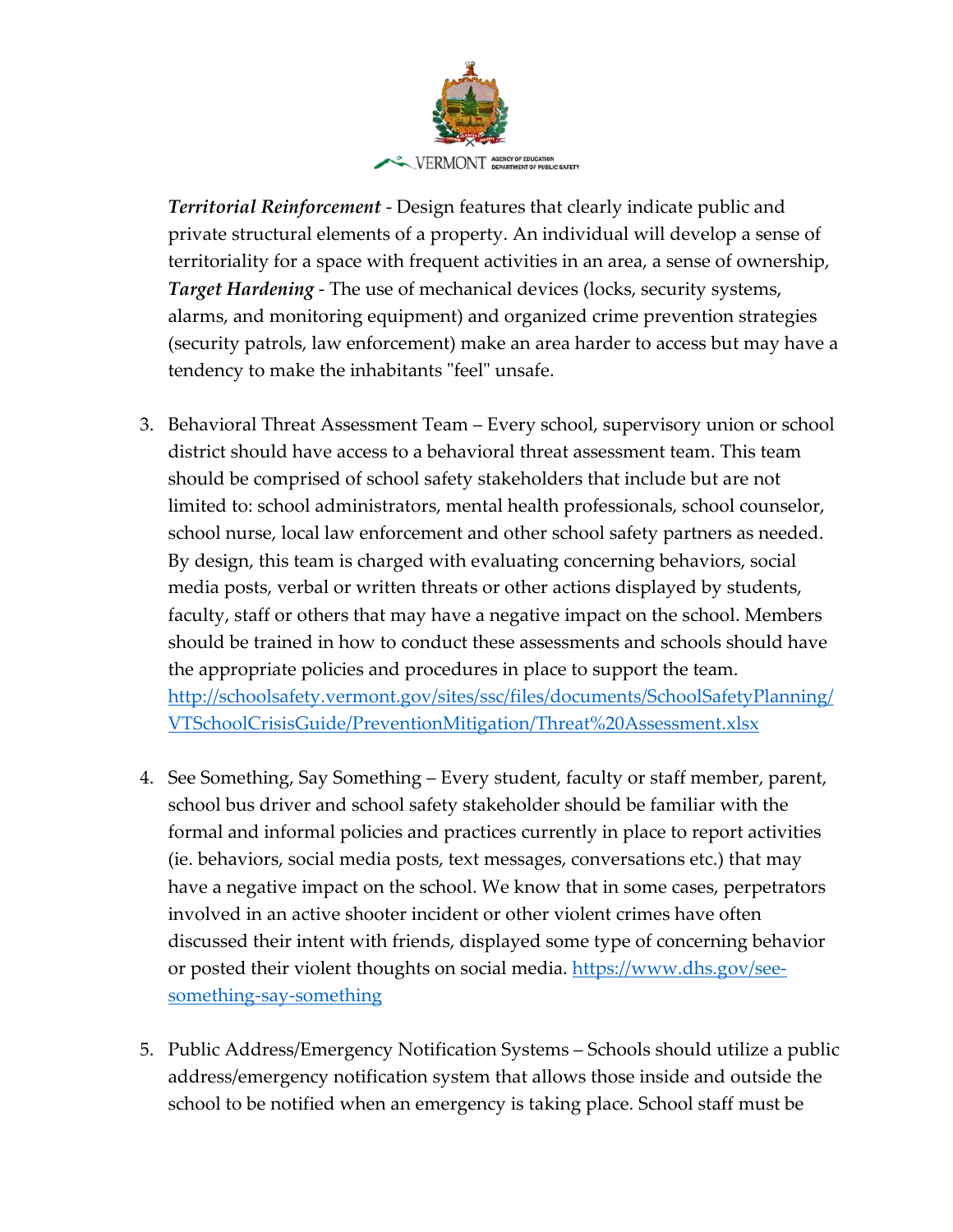***Territorial Reinforcement*** - Design features that clearly indicate public and private structural elements of a property. An individual will develop a sense of territoriality for a space with frequent activities in an area, a sense of ownership, ***Target Hardening*** - The use of mechanical devices (locks, security systems, alarms, and monitoring equipment) and organized crime prevention strategies (security patrols, law enforcement) make an area harder to access but may have a tendency to make the inhabitants "feel" unsafe.

3. Behavioral Threat Assessment Team – Every school, supervisory union or school district should have access to a behavioral threat assessment team. This team should be comprised of school safety stakeholders that include but are not limited to: school administrators, mental health professionals, school counselor, school nurse, local law enforcement and other school safety partners as needed. By design, this team is charged with evaluating concerning behaviors, social media posts, verbal or written threats or other actions displayed by students, faculty, staff or others that may have a negative impact on the school. Members should be trained in how to conduct these assessments and schools should have the appropriate policies and procedures in place to support the team. [http://schoolsafety.vermont.gov/sites/ssc/files/documents/SchoolSafetyPlanning/VTSchoolCrisisGuide/PreventionMitigation/Threat%20Assessment.xlsx](http://schoolsafety.vermont.gov/sites/ssc/files/documents/SchoolSafetyPlanning/VTSchoolCrisisGuide/PreventionMitigation/Threat%20Assessment.xlsx)

4. See Something, Say Something – Every student, faculty or staff member, parent, school bus driver and school safety stakeholder should be familiar with the formal and informal policies and practices currently in place to report activities (ie. behaviors, social media posts, text messages, conversations etc.) that may have a negative impact on the school. We know that in some cases, perpetrators involved in an active shooter incident or other violent crimes have often discussed their intent with friends, displayed some type of concerning behavior or posted their violent thoughts on social media. [https://www.dhs.gov/see-something-say-something](https://www.dhs.gov/see-something-say-something)

5. Public Address/Emergency Notification Systems – Schools should utilize a public address/emergency notification system that allows those inside and outside the school to be notified when an emergency is taking place. School staff must be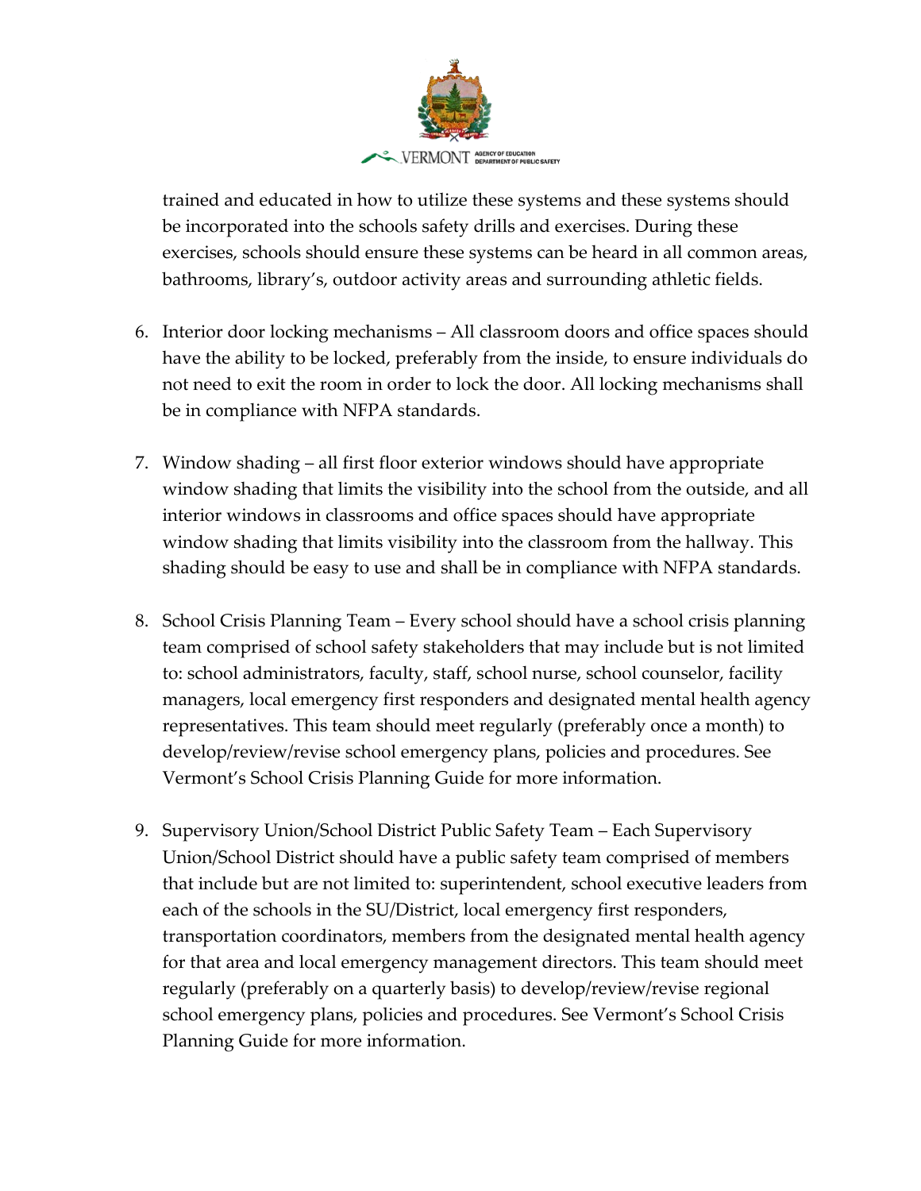trained and educated in how to utilize these systems and these systems should be incorporated into the schools safety drills and exercises. During these exercises, schools should ensure these systems can be heard in all common areas, bathrooms, library's, outdoor activity areas and surrounding athletic fields.

6. Interior door locking mechanisms – All classroom doors and office spaces should have the ability to be locked, preferably from the inside, to ensure individuals do not need to exit the room in order to lock the door. All locking mechanisms shall be in compliance with NFPA standards.

7. Window shading – all first floor exterior windows should have appropriate window shading that limits the visibility into the school from the outside, and all interior windows in classrooms and office spaces should have appropriate window shading that limits visibility into the classroom from the hallway. This shading should be easy to use and shall be in compliance with NFPA standards.

8. School Crisis Planning Team – Every school should have a school crisis planning team comprised of school safety stakeholders that may include but is not limited to: school administrators, faculty, staff, school nurse, school counselor, facility managers, local emergency first responders and designated mental health agency representatives. This team should meet regularly (preferably once a month) to develop/review/revise school emergency plans, policies and procedures. See Vermont's School Crisis Planning Guide for more information.

9. Supervisory Union/School District Public Safety Team – Each Supervisory Union/School District should have a public safety team comprised of members that include but are not limited to: superintendent, school executive leaders from each of the schools in the SU/District, local emergency first responders, transportation coordinators, members from the designated mental health agency for that area and local emergency management directors. This team should meet regularly (preferably on a quarterly basis) to develop/review/revise regional school emergency plans, policies and procedures. See Vermont's School Crisis Planning Guide for more information.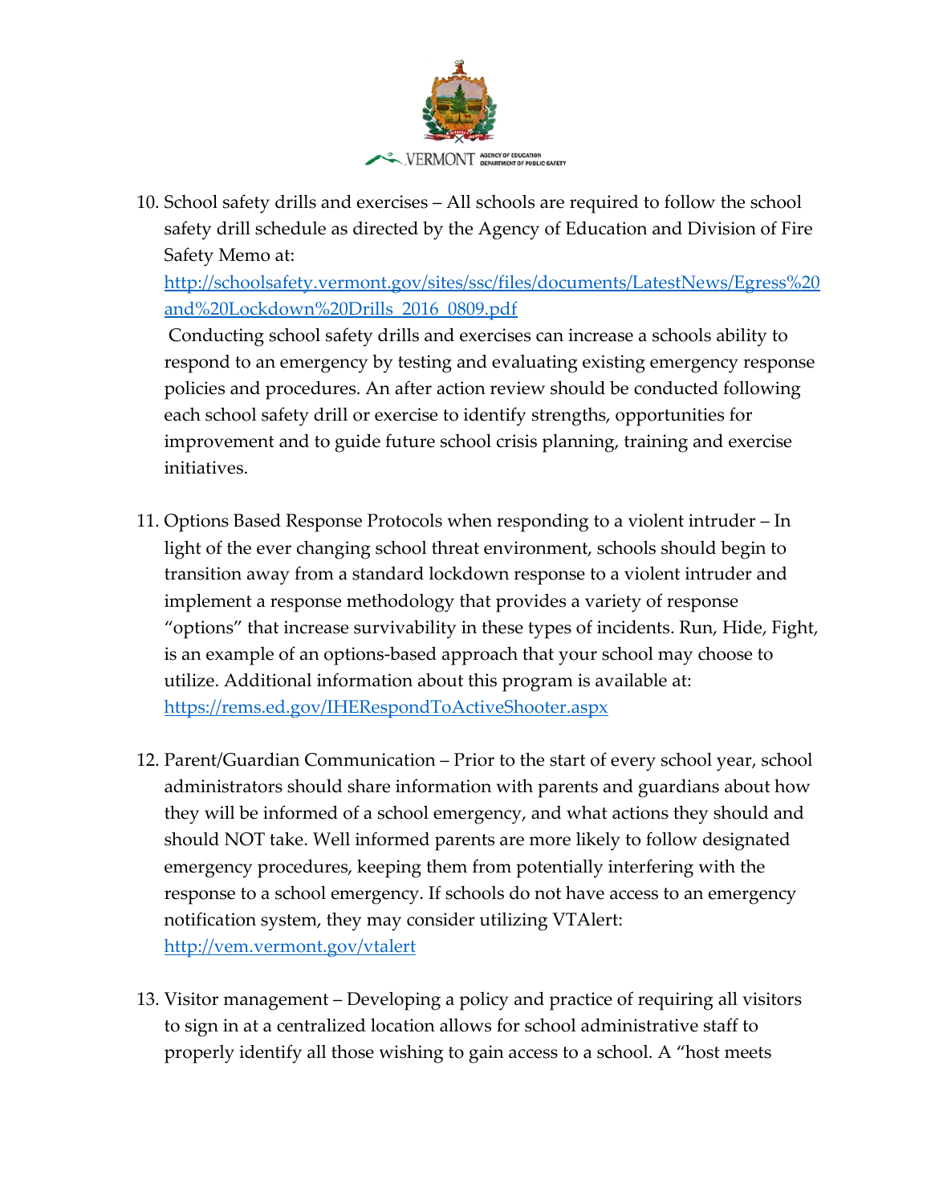10. School safety drills and exercises – All schools are required to follow the school safety drill schedule as directed by the Agency of Education and Division of Fire Safety Memo at: [http://schoolsafety.vermont.gov/sites/ssc/files/documents/LatestNews/Egress%20and%20Lockdown%20Drills_2016_0809.pdf](http://schoolsafety.vermont.gov/sites/ssc/files/documents/LatestNews/Egress%20and%20Lockdown%20Drills_2016_0809.pdf)
    Conducting school safety drills and exercises can increase a schools ability to respond to an emergency by testing and evaluating existing emergency response policies and procedures. An after action review should be conducted following each school safety drill or exercise to identify strengths, opportunities for improvement and to guide future school crisis planning, training and exercise initiatives.

11. Options Based Response Protocols when responding to a violent intruder – In light of the ever changing school threat environment, schools should begin to transition away from a standard lockdown response to a violent intruder and implement a response methodology that provides a variety of response "options" that increase survivability in these types of incidents. Run, Hide, Fight, is an example of an options-based approach that your school may choose to utilize. Additional information about this program is available at: [https://rems.ed.gov/IHERespondToActiveShooter.aspx](https://rems.ed.gov/IHERespondToActiveShooter.aspx)

12. Parent/Guardian Communication – Prior to the start of every school year, school administrators should share information with parents and guardians about how they will be informed of a school emergency, and what actions they should and should NOT take. Well informed parents are more likely to follow designated emergency procedures, keeping them from potentially interfering with the response to a school emergency. If schools do not have access to an emergency notification system, they may consider utilizing VTAlert: [http://vem.vermont.gov/vtalert](http://vem.vermont.gov/vtalert)

13. Visitor management – Developing a policy and practice of requiring all visitors to sign in at a centralized location allows for school administrative staff to properly identify all those wishing to gain access to a school. A "host meets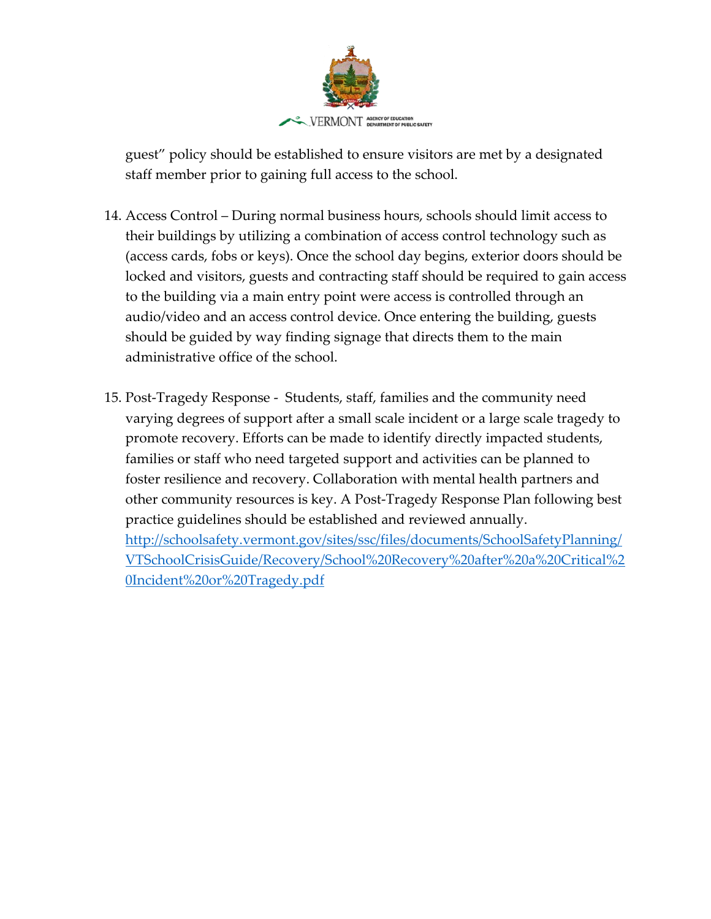guest" policy should be established to ensure visitors are met by a designated staff member prior to gaining full access to the school.

14. Access Control – During normal business hours, schools should limit access to their buildings by utilizing a combination of access control technology such as (access cards, fobs or keys). Once the school day begins, exterior doors should be locked and visitors, guests and contracting staff should be required to gain access to the building via a main entry point were access is controlled through an audio/video and an access control device. Once entering the building, guests should be guided by way finding signage that directs them to the main administrative office of the school.

15. Post-Tragedy Response - Students, staff, families and the community need varying degrees of support after a small scale incident or a large scale tragedy to promote recovery. Efforts can be made to identify directly impacted students, families or staff who need targeted support and activities can be planned to foster resilience and recovery. Collaboration with mental health partners and other community resources is key. A Post-Tragedy Response Plan following best practice guidelines should be established and reviewed annually. [http://schoolsafety.vermont.gov/sites/ssc/files/documents/SchoolSafetyPlanning/VTSchoolCrisisGuide/Recovery/School%20Recovery%20after%20a%20Critical%20Incident%20or%20Tragedy.pdf](http://schoolsafety.vermont.gov/sites/ssc/files/documents/SchoolSafetyPlanning/VTSchoolCrisisGuide/Recovery/School%20Recovery%20after%20a%20Critical%20Incident%20or%20Tragedy.pdf)